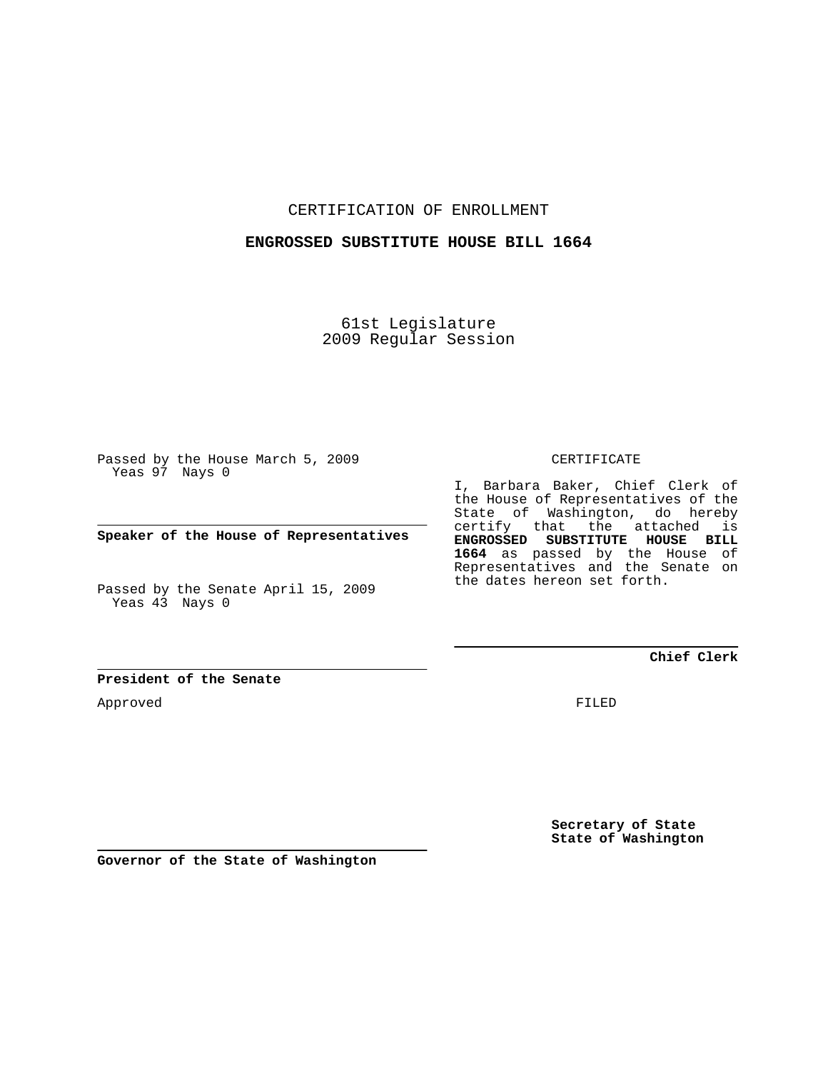CERTIFICATION OF ENROLLMENT

**ENGROSSED SUBSTITUTE HOUSE BILL 1664**

61st Legislature
2009 Regular Session

Passed by the House March 5, 2009
Yeas 97 Nays 0

**Speaker of the House of Representatives**

Passed by the Senate April 15, 2009
Yeas 43 Nays 0

**President of the Senate**

Approved

**Governor of the State of Washington**

CERTIFICATE

I, Barbara Baker, Chief Clerk of the House of Representatives of the State of Washington, do hereby certify that the attached is **ENGROSSED SUBSTITUTE HOUSE BILL 1664** as passed by the House of Representatives and the Senate on the dates hereon set forth.

**Chief Clerk**

FILED

**Secretary of State**
**State of Washington**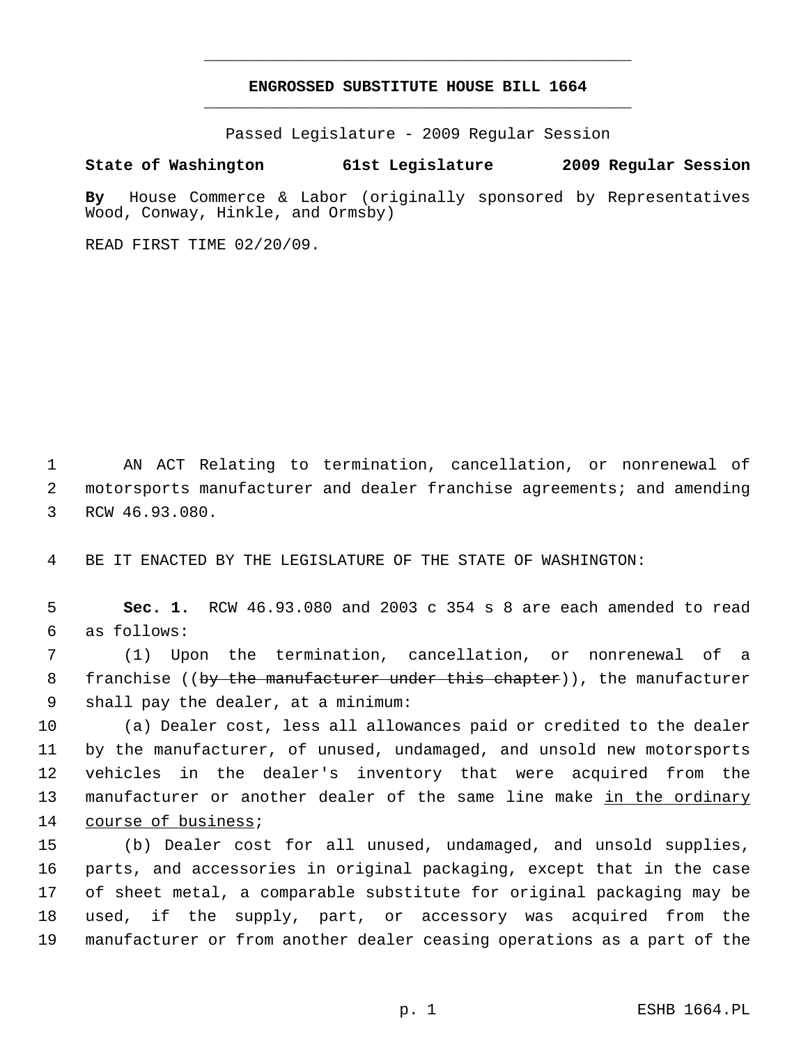# ENGROSSED SUBSTITUTE HOUSE BILL 1664

Passed Legislature - 2009 Regular Session

**State of Washington 61st Legislature 2009 Regular Session**

**By** House Commerce & Labor (originally sponsored by Representatives Wood, Conway, Hinkle, and Ormsby)

READ FIRST TIME 02/20/09.

AN ACT Relating to termination, cancellation, or nonrenewal of motorsports manufacturer and dealer franchise agreements; and amending RCW 46.93.080.

BE IT ENACTED BY THE LEGISLATURE OF THE STATE OF WASHINGTON:

**Sec. 1.** RCW 46.93.080 and 2003 c 354 s 8 are each amended to read as follows:

(1) Upon the termination, cancellation, or nonrenewal of a franchise ((~~by the manufacturer under this chapter~~)), the manufacturer shall pay the dealer, at a minimum:

(a) Dealer cost, less all allowances paid or credited to the dealer by the manufacturer, of unused, undamaged, and unsold new motorsports vehicles in the dealer's inventory that were acquired from the manufacturer or another dealer of the same line make <u>in the ordinary course of business</u>;

(b) Dealer cost for all unused, undamaged, and unsold supplies, parts, and accessories in original packaging, except that in the case of sheet metal, a comparable substitute for original packaging may be used, if the supply, part, or accessory was acquired from the manufacturer or from another dealer ceasing operations as a part of the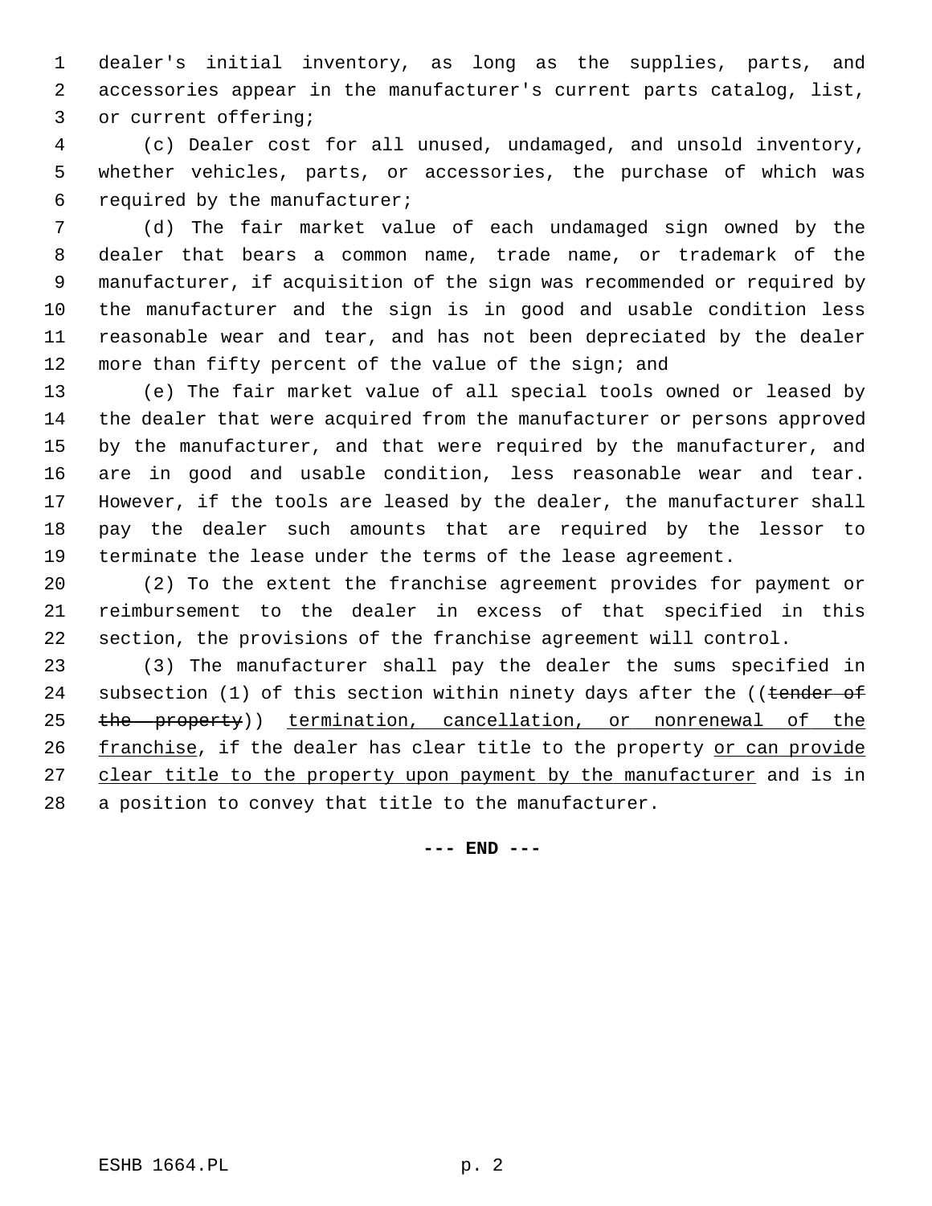dealer's initial inventory, as long as the supplies, parts, and accessories appear in the manufacturer's current parts catalog, list, or current offering;

(c) Dealer cost for all unused, undamaged, and unsold inventory, whether vehicles, parts, or accessories, the purchase of which was required by the manufacturer;

(d) The fair market value of each undamaged sign owned by the dealer that bears a common name, trade name, or trademark of the manufacturer, if acquisition of the sign was recommended or required by the manufacturer and the sign is in good and usable condition less reasonable wear and tear, and has not been depreciated by the dealer more than fifty percent of the value of the sign; and

(e) The fair market value of all special tools owned or leased by the dealer that were acquired from the manufacturer or persons approved by the manufacturer, and that were required by the manufacturer, and are in good and usable condition, less reasonable wear and tear. However, if the tools are leased by the dealer, the manufacturer shall pay the dealer such amounts that are required by the lessor to terminate the lease under the terms of the lease agreement.

(2) To the extent the franchise agreement provides for payment or reimbursement to the dealer in excess of that specified in this section, the provisions of the franchise agreement will control.

(3) The manufacturer shall pay the dealer the sums specified in subsection (1) of this section within ninety days after the ((~~tender of the property~~)) <u>termination, cancellation, or nonrenewal of the franchise</u>, if the dealer has clear title to the property <u>or can provide clear title to the property upon payment by the manufacturer</u> and is in a position to convey that title to the manufacturer.

**--- END ---**